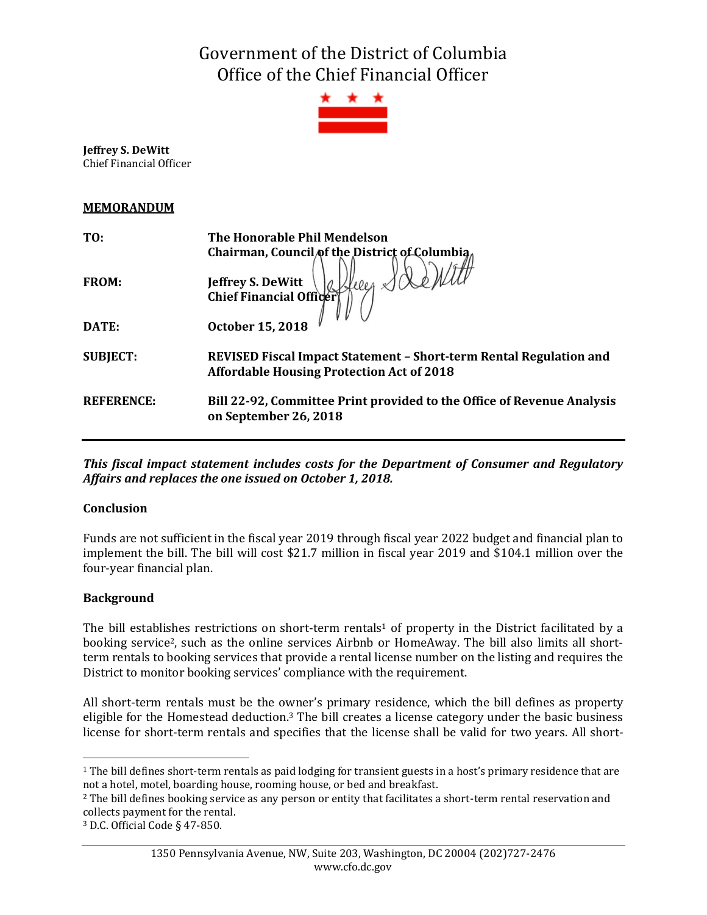# Government of the District of Columbia
# Office of the Chief Financial Officer

**Jeffrey S. DeWitt**
Chief Financial Officer

**MEMORANDUM**

| | |
|---|---|
| **TO:** | **The Honorable Phil Mendelson**<br>**Chairman, Council of the District of Columbia** |
| **FROM:** | **Jeffrey S. DeWitt**<br>**Chief Financial Officer** |
| **DATE:** | **October 15, 2018** |
| **SUBJECT:** | **REVISED Fiscal Impact Statement – Short-term Rental Regulation and Affordable Housing Protection Act of 2018** |
| **REFERENCE:** | **Bill 22-92, Committee Print provided to the Office of Revenue Analysis on September 26, 2018** |

***This fiscal impact statement includes costs for the Department of Consumer and Regulatory Affairs and replaces the one issued on October 1, 2018.***

### Conclusion

Funds are not sufficient in the fiscal year 2019 through fiscal year 2022 budget and financial plan to implement the bill. The bill will cost $21.7 million in fiscal year 2019 and $104.1 million over the four-year financial plan.

### Background

The bill establishes restrictions on short-term rentals[1] of property in the District facilitated by a booking service[2], such as the online services Airbnb or HomeAway. The bill also limits all short-term rentals to booking services that provide a rental license number on the listing and requires the District to monitor booking services' compliance with the requirement.

All short-term rentals must be the owner's primary residence, which the bill defines as property eligible for the Homestead deduction.[3] The bill creates a license category under the basic business license for short-term rentals and specifies that the license shall be valid for two years. All short-

[1] The bill defines short-term rentals as paid lodging for transient guests in a host's primary residence that are not a hotel, motel, boarding house, rooming house, or bed and breakfast.

[2] The bill defines booking service as any person or entity that facilitates a short-term rental reservation and collects payment for the rental.

[3] D.C. Official Code § 47-850.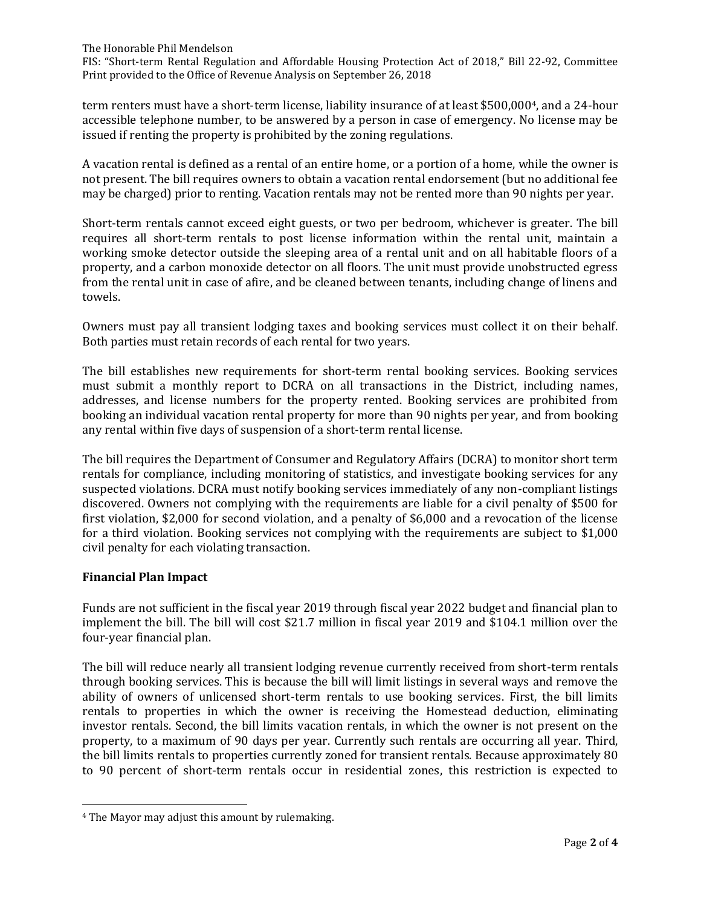term renters must have a short-term license, liability insurance of at least $500,000[4], and a 24-hour accessible telephone number, to be answered by a person in case of emergency. No license may be issued if renting the property is prohibited by the zoning regulations.

A vacation rental is defined as a rental of an entire home, or a portion of a home, while the owner is not present. The bill requires owners to obtain a vacation rental endorsement (but no additional fee may be charged) prior to renting. Vacation rentals may not be rented more than 90 nights per year.

Short-term rentals cannot exceed eight guests, or two per bedroom, whichever is greater. The bill requires all short-term rentals to post license information within the rental unit, maintain a working smoke detector outside the sleeping area of a rental unit and on all habitable floors of a property, and a carbon monoxide detector on all floors. The unit must provide unobstructed egress from the rental unit in case of afire, and be cleaned between tenants, including change of linens and towels.

Owners must pay all transient lodging taxes and booking services must collect it on their behalf. Both parties must retain records of each rental for two years.

The bill establishes new requirements for short-term rental booking services. Booking services must submit a monthly report to DCRA on all transactions in the District, including names, addresses, and license numbers for the property rented. Booking services are prohibited from booking an individual vacation rental property for more than 90 nights per year, and from booking any rental within five days of suspension of a short-term rental license.

The bill requires the Department of Consumer and Regulatory Affairs (DCRA) to monitor short term rentals for compliance, including monitoring of statistics, and investigate booking services for any suspected violations. DCRA must notify booking services immediately of any non-compliant listings discovered. Owners not complying with the requirements are liable for a civil penalty of $500 for first violation, $2,000 for second violation, and a penalty of $6,000 and a revocation of the license for a third violation. Booking services not complying with the requirements are subject to $1,000 civil penalty for each violating transaction.

**Financial Plan Impact**

Funds are not sufficient in the fiscal year 2019 through fiscal year 2022 budget and financial plan to implement the bill. The bill will cost $21.7 million in fiscal year 2019 and $104.1 million over the four-year financial plan.

The bill will reduce nearly all transient lodging revenue currently received from short-term rentals through booking services. This is because the bill will limit listings in several ways and remove the ability of owners of unlicensed short-term rentals to use booking services. First, the bill limits rentals to properties in which the owner is receiving the Homestead deduction, eliminating investor rentals. Second, the bill limits vacation rentals, in which the owner is not present on the property, to a maximum of 90 days per year. Currently such rentals are occurring all year. Third, the bill limits rentals to properties currently zoned for transient rentals. Because approximately 80 to 90 percent of short-term rentals occur in residential zones, this restriction is expected to

[4] The Mayor may adjust this amount by rulemaking.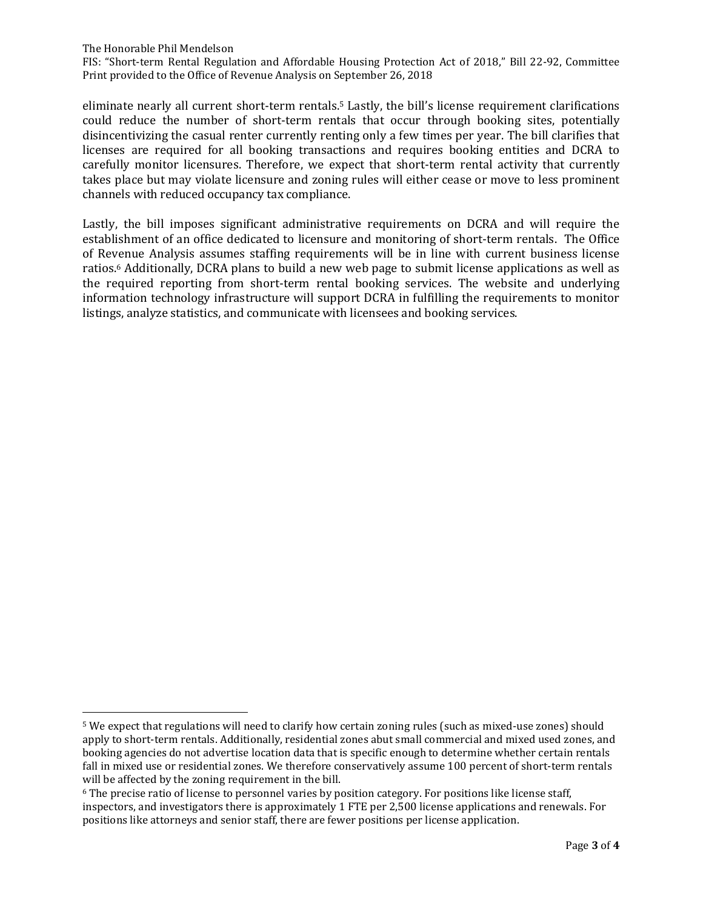eliminate nearly all current short-term rentals.[5] Lastly, the bill's license requirement clarifications could reduce the number of short-term rentals that occur through booking sites, potentially disincentivizing the casual renter currently renting only a few times per year. The bill clarifies that licenses are required for all booking transactions and requires booking entities and DCRA to carefully monitor licensures. Therefore, we expect that short-term rental activity that currently takes place but may violate licensure and zoning rules will either cease or move to less prominent channels with reduced occupancy tax compliance.

Lastly, the bill imposes significant administrative requirements on DCRA and will require the establishment of an office dedicated to licensure and monitoring of short-term rentals. The Office of Revenue Analysis assumes staffing requirements will be in line with current business license ratios.[6] Additionally, DCRA plans to build a new web page to submit license applications as well as the required reporting from short-term rental booking services. The website and underlying information technology infrastructure will support DCRA in fulfilling the requirements to monitor listings, analyze statistics, and communicate with licensees and booking services.

---

[5] We expect that regulations will need to clarify how certain zoning rules (such as mixed-use zones) should apply to short-term rentals. Additionally, residential zones abut small commercial and mixed used zones, and booking agencies do not advertise location data that is specific enough to determine whether certain rentals fall in mixed use or residential zones. We therefore conservatively assume 100 percent of short-term rentals will be affected by the zoning requirement in the bill.

[6] The precise ratio of license to personnel varies by position category. For positions like license staff, inspectors, and investigators there is approximately 1 FTE per 2,500 license applications and renewals. For positions like attorneys and senior staff, there are fewer positions per license application.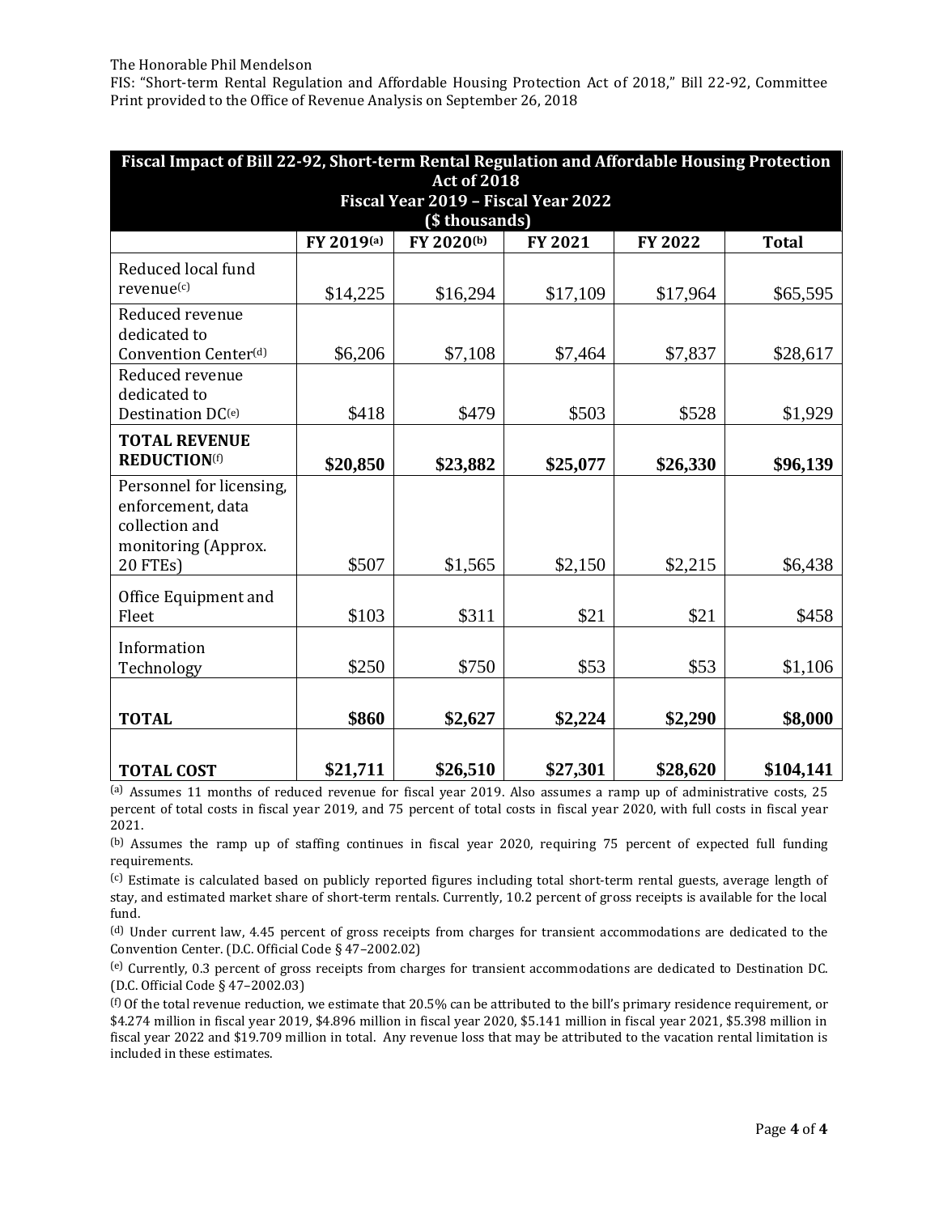| Fiscal Impact of Bill 22-92, Short-term Rental Regulation and Affordable Housing Protection Act of 2018<br>Fiscal Year 2019 – Fiscal Year 2022<br>($ thousands) | | | | | |
|---|---|---|---|---|---|
| | FY 2019[(a)] | FY 2020[(b)] | FY 2021 | FY 2022 | Total |
| Reduced local fund revenue[(c)] | $14,225 | $16,294 | $17,109 | $17,964 | $65,595 |
| Reduced revenue dedicated to Convention Center[(d)] | $6,206 | $7,108 | $7,464 | $7,837 | $28,617 |
| Reduced revenue dedicated to Destination DC[(e)] | $418 | $479 | $503 | $528 | $1,929 |
| **TOTAL REVENUE REDUCTION**[(f)] | **$20,850** | **$23,882** | **$25,077** | **$26,330** | **$96,139** |
| Personnel for licensing, enforcement, data collection and monitoring (Approx. 20 FTEs) | $507 | $1,565 | $2,150 | $2,215 | $6,438 |
| Office Equipment and Fleet | $103 | $311 | $21 | $21 | $458 |
| Information Technology | $250 | $750 | $53 | $53 | $1,106 |
| **TOTAL** | **$860** | **$2,627** | **$2,224** | **$2,290** | **$8,000** |
| **TOTAL COST** | **$21,711** | **$26,510** | **$27,301** | **$28,620** | **$104,141** |

(a) Assumes 11 months of reduced revenue for fiscal year 2019. Also assumes a ramp up of administrative costs, 25 percent of total costs in fiscal year 2019, and 75 percent of total costs in fiscal year 2020, with full costs in fiscal year 2021.

(b) Assumes the ramp up of staffing continues in fiscal year 2020, requiring 75 percent of expected full funding requirements.

(c) Estimate is calculated based on publicly reported figures including total short-term rental guests, average length of stay, and estimated market share of short-term rentals. Currently, 10.2 percent of gross receipts is available for the local fund.

(d) Under current law, 4.45 percent of gross receipts from charges for transient accommodations are dedicated to the Convention Center. (D.C. Official Code § 47–2002.02)

(e) Currently, 0.3 percent of gross receipts from charges for transient accommodations are dedicated to Destination DC. (D.C. Official Code § 47–2002.03)

(f) Of the total revenue reduction, we estimate that 20.5% can be attributed to the bill's primary residence requirement, or $4.274 million in fiscal year 2019, $4.896 million in fiscal year 2020, $5.141 million in fiscal year 2021, $5.398 million in fiscal year 2022 and $19.709 million in total. Any revenue loss that may be attributed to the vacation rental limitation is included in these estimates.